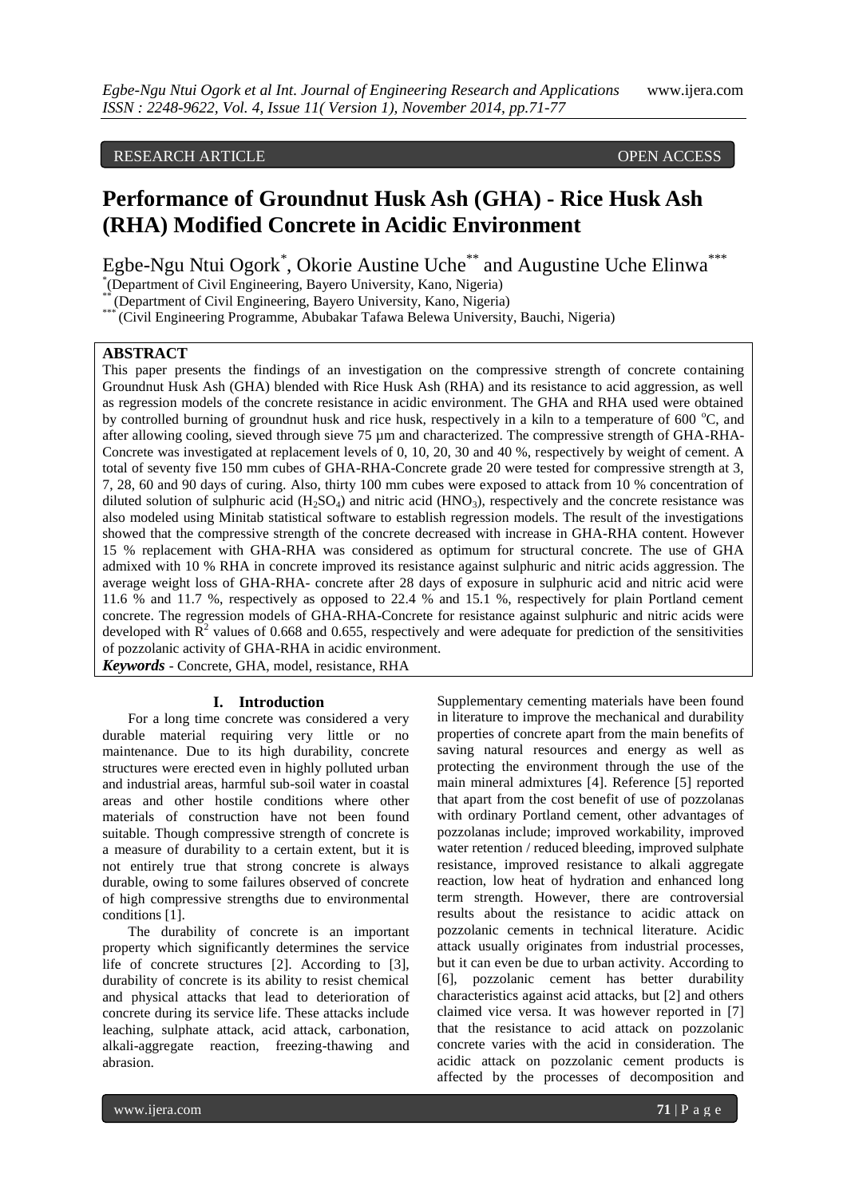RESEARCH ARTICLE OPEN ACCESS

# Performance of Groundnut Husk Ash (GHA) - Rice Husk Ash (RHA) Modified Concrete in Acidic Environment

Egbe-Ngu Ntui Ogork[*], Okorie Austine Uche[**] and Augustine Uche Elinwa[***]

[*](Department of Civil Engineering, Bayero University, Kano, Nigeria)
[**](Department of Civil Engineering, Bayero University, Kano, Nigeria)
[***](Civil Engineering Programme, Abubakar Tafawa Belewa University, Bauchi, Nigeria)

## ABSTRACT

This paper presents the findings of an investigation on the compressive strength of concrete containing Groundnut Husk Ash (GHA) blended with Rice Husk Ash (RHA) and its resistance to acid aggression, as well as regression models of the concrete resistance in acidic environment. The GHA and RHA used were obtained by controlled burning of groundnut husk and rice husk, respectively in a kiln to a temperature of 600 °C, and after allowing cooling, sieved through sieve 75 µm and characterized. The compressive strength of GHA-RHA-Concrete was investigated at replacement levels of 0, 10, 20, 30 and 40 %, respectively by weight of cement. A total of seventy five 150 mm cubes of GHA-RHA-Concrete grade 20 were tested for compressive strength at 3, 7, 28, 60 and 90 days of curing. Also, thirty 100 mm cubes were exposed to attack from 10 % concentration of diluted solution of sulphuric acid ($H_2SO_4$) and nitric acid ($HNO_3$), respectively and the concrete resistance was also modeled using Minitab statistical software to establish regression models. The result of the investigations showed that the compressive strength of the concrete decreased with increase in GHA-RHA content. However 15 % replacement with GHA-RHA was considered as optimum for structural concrete. The use of GHA admixed with 10 % RHA in concrete improved its resistance against sulphuric and nitric acids aggression. The average weight loss of GHA-RHA- concrete after 28 days of exposure in sulphuric acid and nitric acid were 11.6 % and 11.7 %, respectively as opposed to 22.4 % and 15.1 %, respectively for plain Portland cement concrete. The regression models of GHA-RHA-Concrete for resistance against sulphuric and nitric acids were developed with $R^2$ values of 0.668 and 0.655, respectively and were adequate for prediction of the sensitivities of pozzolanic activity of GHA-RHA in acidic environment.

***Keywords*** - Concrete, GHA, model, resistance, RHA

## I. Introduction

For a long time concrete was considered a very durable material requiring very little or no maintenance. Due to its high durability, concrete structures were erected even in highly polluted urban and industrial areas, harmful sub-soil water in coastal areas and other hostile conditions where other materials of construction have not been found suitable. Though compressive strength of concrete is a measure of durability to a certain extent, but it is not entirely true that strong concrete is always durable, owing to some failures observed of concrete of high compressive strengths due to environmental conditions [1].

The durability of concrete is an important property which significantly determines the service life of concrete structures [2]. According to [3], durability of concrete is its ability to resist chemical and physical attacks that lead to deterioration of concrete during its service life. These attacks include leaching, sulphate attack, acid attack, carbonation, alkali-aggregate reaction, freezing-thawing and abrasion.

Supplementary cementing materials have been found in literature to improve the mechanical and durability properties of concrete apart from the main benefits of saving natural resources and energy as well as protecting the environment through the use of the main mineral admixtures [4]. Reference [5] reported that apart from the cost benefit of use of pozzolanas with ordinary Portland cement, other advantages of pozzolanas include; improved workability, improved water retention / reduced bleeding, improved sulphate resistance, improved resistance to alkali aggregate reaction, low heat of hydration and enhanced long term strength. However, there are controversial results about the resistance to acidic attack on pozzolanic cements in technical literature. Acidic attack usually originates from industrial processes, but it can even be due to urban activity. According to [6], pozzolanic cement has better durability characteristics against acid attacks, but [2] and others claimed vice versa. It was however reported in [7] that the resistance to acid attack on pozzolanic concrete varies with the acid in consideration. The acidic attack on pozzolanic cement products is affected by the processes of decomposition and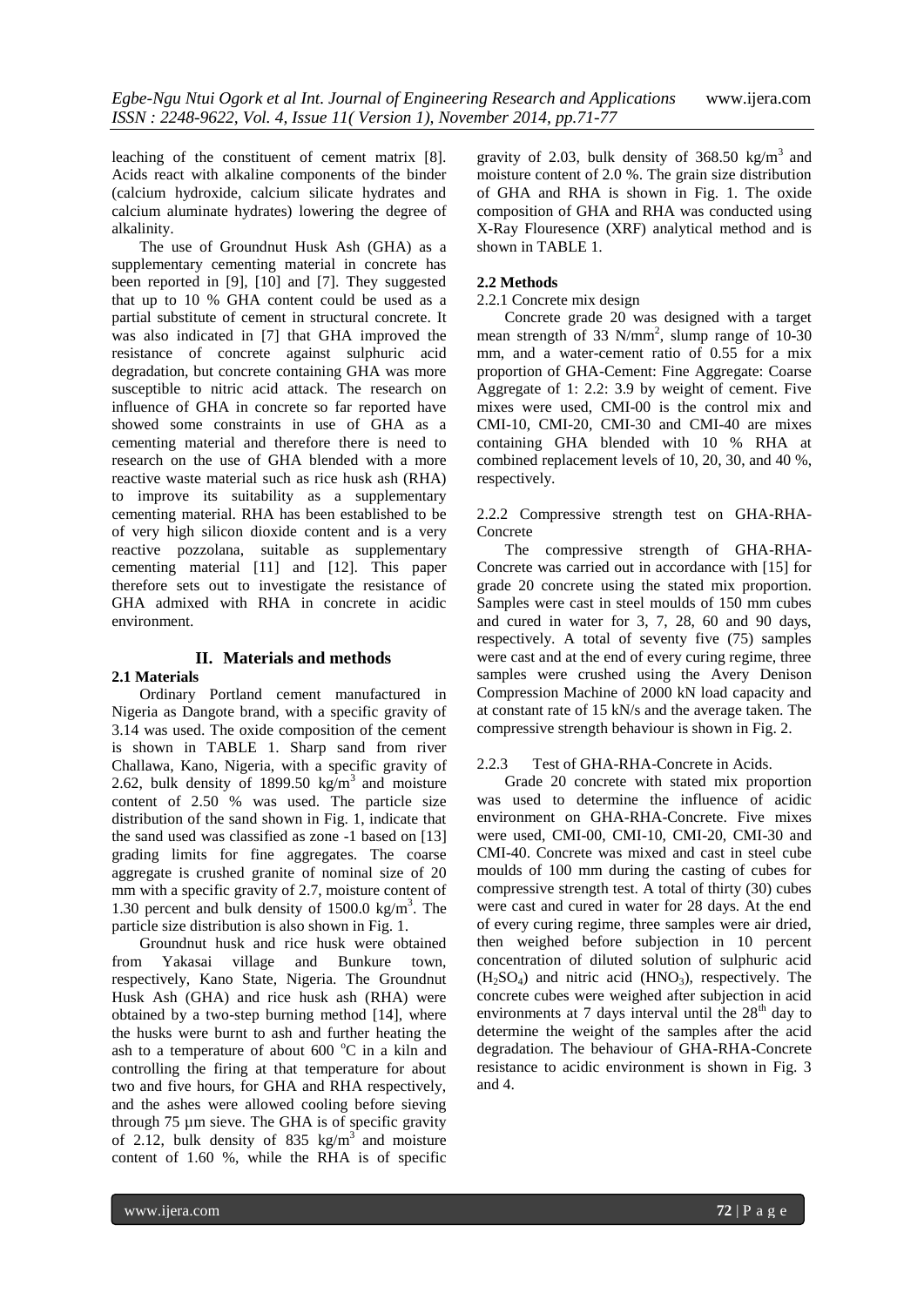leaching of the constituent of cement matrix [8]. Acids react with alkaline components of the binder (calcium hydroxide, calcium silicate hydrates and calcium aluminate hydrates) lowering the degree of alkalinity.

The use of Groundnut Husk Ash (GHA) as a supplementary cementing material in concrete has been reported in [9], [10] and [7]. They suggested that up to 10 % GHA content could be used as a partial substitute of cement in structural concrete. It was also indicated in [7] that GHA improved the resistance of concrete against sulphuric acid degradation, but concrete containing GHA was more susceptible to nitric acid attack. The research on influence of GHA in concrete so far reported have showed some constraints in use of GHA as a cementing material and therefore there is need to research on the use of GHA blended with a more reactive waste material such as rice husk ash (RHA) to improve its suitability as a supplementary cementing material. RHA has been established to be of very high silicon dioxide content and is a very reactive pozzolana, suitable as supplementary cementing material [11] and [12]. This paper therefore sets out to investigate the resistance of GHA admixed with RHA in concrete in acidic environment.

## II. Materials and methods

### 2.1 Materials

Ordinary Portland cement manufactured in Nigeria as Dangote brand, with a specific gravity of 3.14 was used. The oxide composition of the cement is shown in TABLE 1. Sharp sand from river Challawa, Kano, Nigeria, with a specific gravity of 2.62, bulk density of 1899.50 kg/m$^3$ and moisture content of 2.50 % was used. The particle size distribution of the sand shown in Fig. 1, indicate that the sand used was classified as zone -1 based on [13] grading limits for fine aggregates. The coarse aggregate is crushed granite of nominal size of 20 mm with a specific gravity of 2.7, moisture content of 1.30 percent and bulk density of 1500.0 kg/m$^3$. The particle size distribution is also shown in Fig. 1.

Groundnut husk and rice husk were obtained from Yakasai village and Bunkure town, respectively, Kano State, Nigeria. The Groundnut Husk Ash (GHA) and rice husk ash (RHA) were obtained by a two-step burning method [14], where the husks were burnt to ash and further heating the ash to a temperature of about 600 $^o$C in a kiln and controlling the firing at that temperature for about two and five hours, for GHA and RHA respectively, and the ashes were allowed cooling before sieving through 75 µm sieve. The GHA is of specific gravity of 2.12, bulk density of 835 kg/m$^3$ and moisture content of 1.60 %, while the RHA is of specific gravity of 2.03, bulk density of 368.50 kg/m$^3$ and moisture content of 2.0 %. The grain size distribution of GHA and RHA is shown in Fig. 1. The oxide composition of GHA and RHA was conducted using X-Ray Flouresence (XRF) analytical method and is shown in TABLE 1.

### 2.2 Methods

2.2.1 Concrete mix design

Concrete grade 20 was designed with a target mean strength of 33 N/mm$^2$, slump range of 10-30 mm, and a water-cement ratio of 0.55 for a mix proportion of GHA-Cement: Fine Aggregate: Coarse Aggregate of 1: 2.2: 3.9 by weight of cement. Five mixes were used, CMI-00 is the control mix and CMI-10, CMI-20, CMI-30 and CMI-40 are mixes containing GHA blended with 10 % RHA at combined replacement levels of 10, 20, 30, and 40 %, respectively.

2.2.2 Compressive strength test on GHA-RHA-Concrete

The compressive strength of GHA-RHA-Concrete was carried out in accordance with [15] for grade 20 concrete using the stated mix proportion. Samples were cast in steel moulds of 150 mm cubes and cured in water for 3, 7, 28, 60 and 90 days, respectively. A total of seventy five (75) samples were cast and at the end of every curing regime, three samples were crushed using the Avery Denison Compression Machine of 2000 kN load capacity and at constant rate of 15 kN/s and the average taken. The compressive strength behaviour is shown in Fig. 2.

2.2.3 Test of GHA-RHA-Concrete in Acids.

Grade 20 concrete with stated mix proportion was used to determine the influence of acidic environment on GHA-RHA-Concrete. Five mixes were used, CMI-00, CMI-10, CMI-20, CMI-30 and CMI-40. Concrete was mixed and cast in steel cube moulds of 100 mm during the casting of cubes for compressive strength test. A total of thirty (30) cubes were cast and cured in water for 28 days. At the end of every curing regime, three samples were air dried, then weighed before subjection in 10 percent concentration of diluted solution of sulphuric acid ($H_2SO_4$) and nitric acid ($HNO_3$), respectively. The concrete cubes were weighed after subjection in acid environments at 7 days interval until the 28$^{th}$ day to determine the weight of the samples after the acid degradation. The behaviour of GHA-RHA-Concrete resistance to acidic environment is shown in Fig. 3 and 4.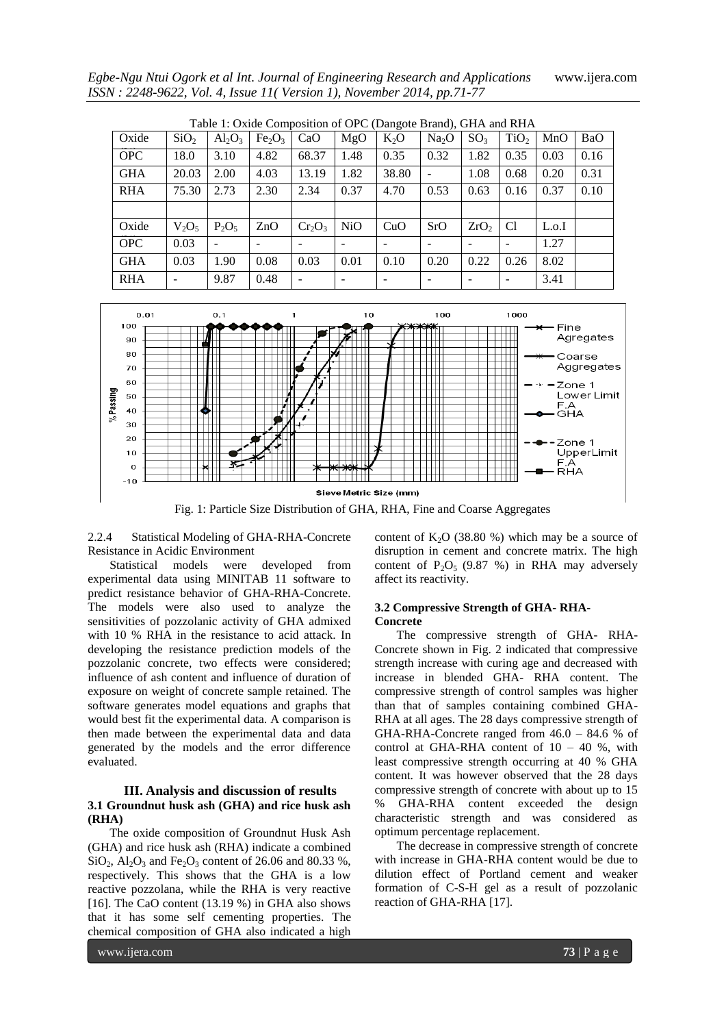Table 1: Oxide Composition of OPC (Dangote Brand), GHA and RHA

| Oxide | $SiO_2$ | $Al_2O_3$ | $Fe_2O_3$ | CaO | MgO | $K_2O$ | $Na_2O$ | $SO_3$ | $TiO_2$ | MnO | BaO |
|---|---|---|---|---|---|---|---|---|---|---|---|
| OPC | 18.0 | 3.10 | 4.82 | 68.37 | 1.48 | 0.35 | 0.32 | 1.82 | 0.35 | 0.03 | 0.16 |
| GHA | 20.03 | 2.00 | 4.03 | 13.19 | 1.82 | 38.80 | - | 1.08 | 0.68 | 0.20 | 0.31 |
| RHA | 75.30 | 2.73 | 2.30 | 2.34 | 0.37 | 4.70 | 0.53 | 0.63 | 0.16 | 0.37 | 0.10 |
| | | | | | | | | | | | |
| Oxide | $V_2O_5$ | $P_2O_5$ | ZnO | $Cr_2O_3$ | NiO | CuO | SrO | $ZrO_2$ | Cl | L.o.I | |
| OPC | 0.03 | - | - | - | - | - | - | - | - | 1.27 | |
| GHA | 0.03 | 1.90 | 0.08 | 0.03 | 0.01 | 0.10 | 0.20 | 0.22 | 0.26 | 8.02 | |
| RHA | - | 9.87 | 0.48 | - | - | - | - | - | - | 3.41 | |

Fig. 1: Particle Size Distribution of GHA, RHA, Fine and Coarse Aggregates

2.2.4 Statistical Modeling of GHA-RHA-Concrete Resistance in Acidic Environment

Statistical models were developed from experimental data using MINITAB 11 software to predict resistance behavior of GHA-RHA-Concrete. The models were also used to analyze the sensitivities of pozzolanic activity of GHA admixed with 10 % RHA in the resistance to acid attack. In developing the resistance prediction models of the pozzolanic concrete, two effects were considered; influence of ash content and influence of duration of exposure on weight of concrete sample retained. The software generates model equations and graphs that would best fit the experimental data. A comparison is then made between the experimental data and data generated by the models and the error difference evaluated.

## III. Analysis and discussion of results

### 3.1 Groundnut husk ash (GHA) and rice husk ash (RHA)

The oxide composition of Groundnut Husk Ash (GHA) and rice husk ash (RHA) indicate a combined $SiO_2$, $Al_2O_3$ and $Fe_2O_3$ content of 26.06 and 80.33 %, respectively. This shows that the GHA is a low reactive pozzolana, while the RHA is very reactive [16]. The CaO content (13.19 %) in GHA also shows that it has some self cementing properties. The chemical composition of GHA also indicated a high content of $K_2O$ (38.80 %) which may be a source of disruption in cement and concrete matrix. The high content of $P_2O_5$ (9.87 %) in RHA may adversely affect its reactivity.

### 3.2 Compressive Strength of GHA- RHA-Concrete

The compressive strength of GHA- RHA-Concrete shown in Fig. 2 indicated that compressive strength increase with curing age and decreased with increase in blended GHA- RHA content. The compressive strength of control samples was higher than that of samples containing combined GHA-RHA at all ages. The 28 days compressive strength of GHA-RHA-Concrete ranged from 46.0 – 84.6 % of control at GHA-RHA content of 10 – 40 %, with least compressive strength occurring at 40 % GHA content. It was however observed that the 28 days compressive strength of concrete with about up to 15 % GHA-RHA content exceeded the design characteristic strength and was considered as optimum percentage replacement.

The decrease in compressive strength of concrete with increase in GHA-RHA content would be due to dilution effect of Portland cement and weaker formation of C-S-H gel as a result of pozzolanic reaction of GHA-RHA [17].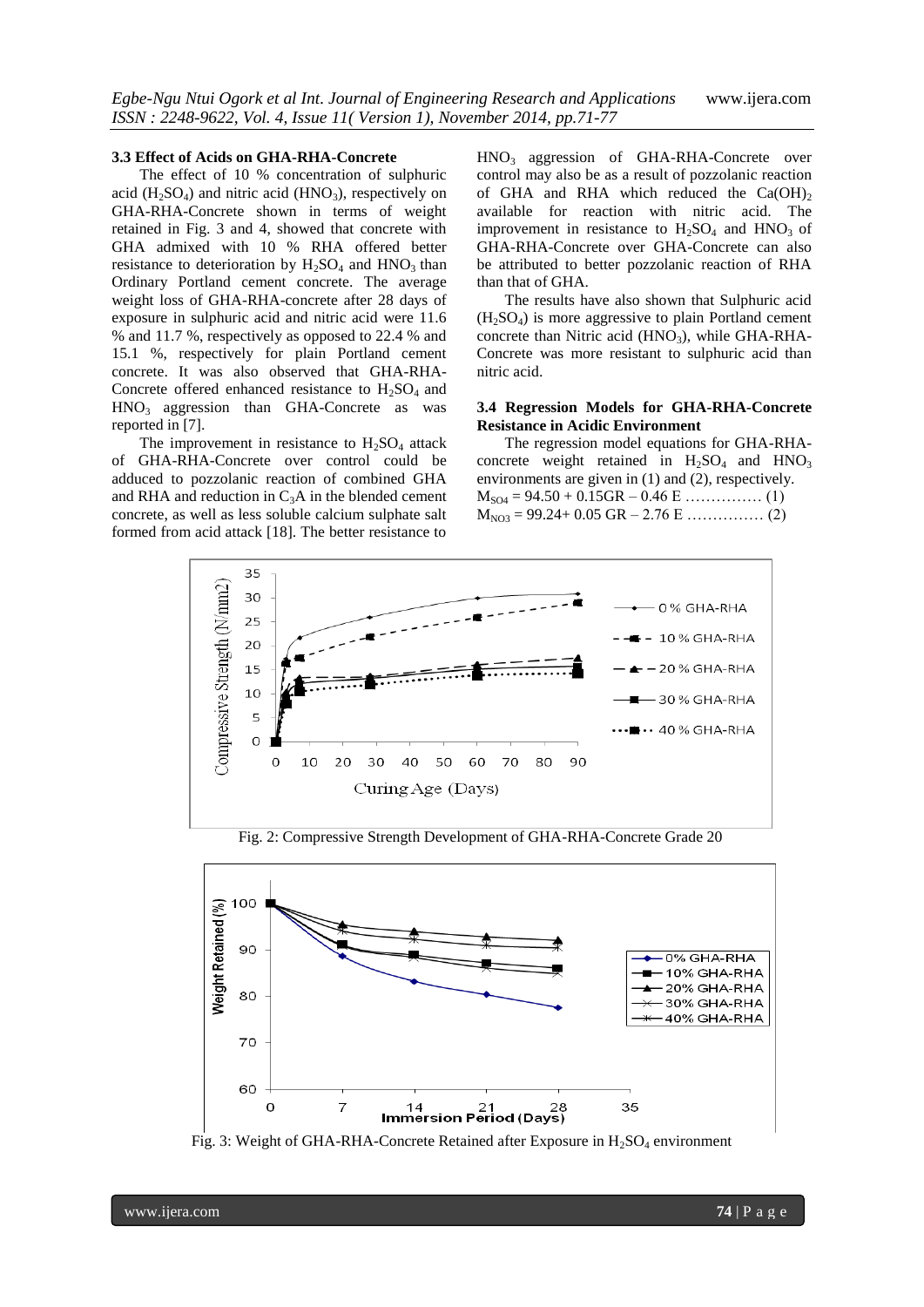### 3.3 Effect of Acids on GHA-RHA-Concrete

The effect of 10 % concentration of sulphuric acid ($H_2SO_4$) and nitric acid ($HNO_3$), respectively on GHA-RHA-Concrete shown in terms of weight retained in Fig. 3 and 4, showed that concrete with GHA admixed with 10 % RHA offered better resistance to deterioration by $H_2SO_4$ and $HNO_3$ than Ordinary Portland cement concrete. The average weight loss of GHA-RHA-concrete after 28 days of exposure in sulphuric acid and nitric acid were 11.6 % and 11.7 %, respectively as opposed to 22.4 % and 15.1 %, respectively for plain Portland cement concrete. It was also observed that GHA-RHA-Concrete offered enhanced resistance to $H_2SO_4$ and $HNO_3$ aggression than GHA-Concrete as was reported in [7].

The improvement in resistance to $H_2SO_4$ attack of GHA-RHA-Concrete over control could be adduced to pozzolanic reaction of combined GHA and RHA and reduction in $C_3A$ in the blended cement concrete, as well as less soluble calcium sulphate salt formed from acid attack [18]. The better resistance to $HNO_3$ aggression of GHA-RHA-Concrete over control may also be as a result of pozzolanic reaction of GHA and RHA which reduced the $Ca(OH)_2$ available for reaction with nitric acid. The improvement in resistance to $H_2SO_4$ and $HNO_3$ of GHA-RHA-Concrete over GHA-Concrete can also be attributed to better pozzolanic reaction of RHA than that of GHA.

The results have also shown that Sulphuric acid ($H_2SO_4$) is more aggressive to plain Portland cement concrete than Nitric acid ($HNO_3$), while GHA-RHA-Concrete was more resistant to sulphuric acid than nitric acid.

### 3.4 Regression Models for GHA-RHA-Concrete Resistance in Acidic Environment

The regression model equations for GHA-RHA-concrete weight retained in $H_2SO_4$ and $HNO_3$ environments are given in (1) and (2), respectively.

$$M_{SO4} = 94.50 + 0.15GR - 0.46\,E \qquad (1)$$

$$M_{NO3} = 99.24 + 0.05\,GR - 2.76\,E \qquad (2)$$

Fig. 2: Compressive Strength Development of GHA-RHA-Concrete Grade 20

Fig. 3: Weight of GHA-RHA-Concrete Retained after Exposure in $H_2SO_4$ environment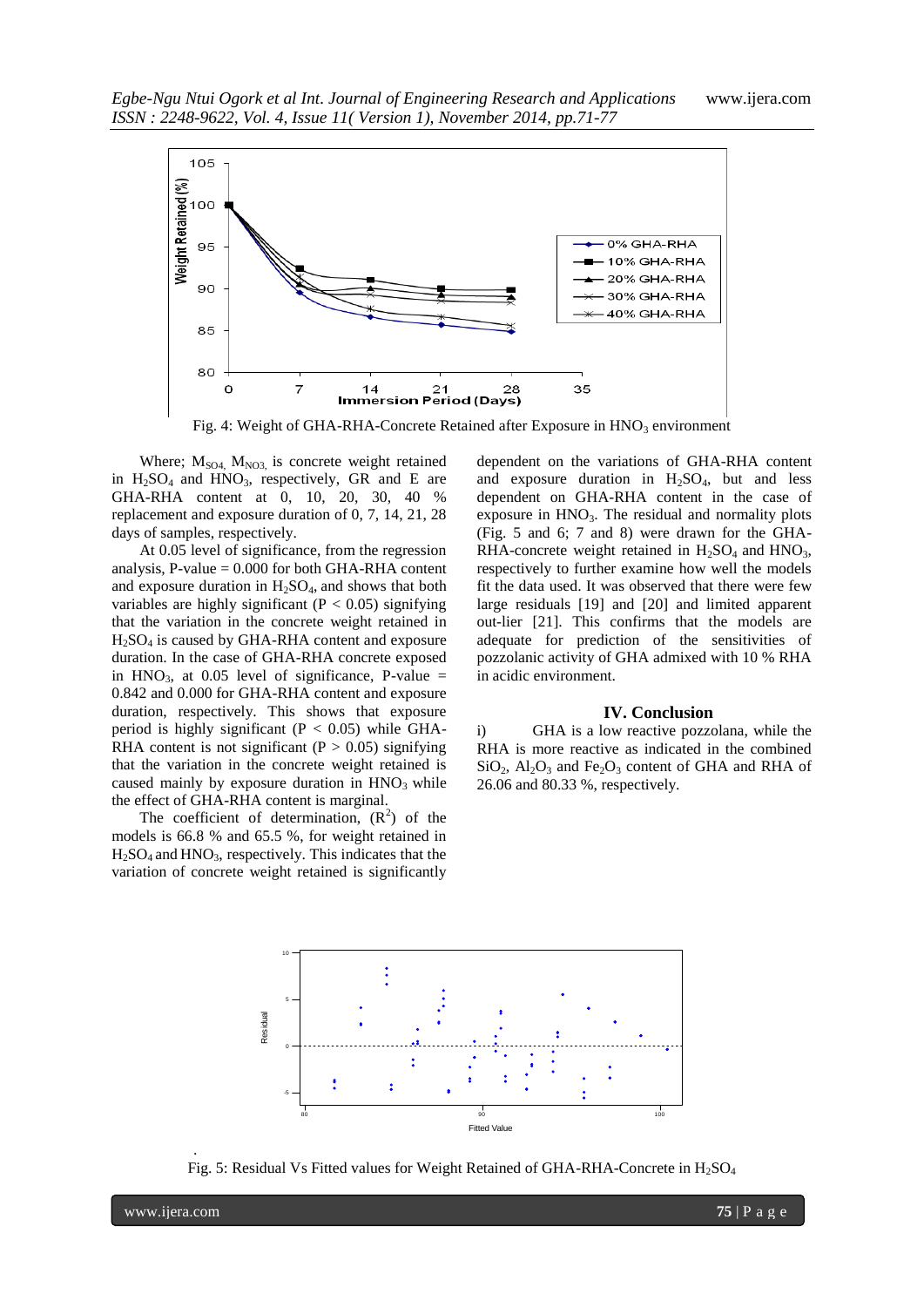Fig. 4: Weight of GHA-RHA-Concrete Retained after Exposure in $HNO_3$ environment

Where; $M_{SO4}$, $M_{NO3}$ is concrete weight retained in $H_2SO_4$ and $HNO_3$, respectively, GR and E are GHA-RHA content at 0, 10, 20, 30, 40 % replacement and exposure duration of 0, 7, 14, 21, 28 days of samples, respectively.

At 0.05 level of significance, from the regression analysis, P-value = 0.000 for both GHA-RHA content and exposure duration in $H_2SO_4$, and shows that both variables are highly significant ($P < 0.05$) signifying that the variation in the concrete weight retained in $H_2SO_4$ is caused by GHA-RHA content and exposure duration. In the case of GHA-RHA concrete exposed in $HNO_3$, at 0.05 level of significance, P-value = 0.842 and 0.000 for GHA-RHA content and exposure duration, respectively. This shows that exposure period is highly significant ($P < 0.05$) while GHA-RHA content is not significant ($P > 0.05$) signifying that the variation in the concrete weight retained is caused mainly by exposure duration in $HNO_3$ while the effect of GHA-RHA content is marginal.

The coefficient of determination, ($R^2$) of the models is 66.8 % and 65.5 %, for weight retained in $H_2SO_4$ and $HNO_3$, respectively. This indicates that the variation of concrete weight retained is significantly dependent on the variations of GHA-RHA content and exposure duration in $H_2SO_4$, but and less dependent on GHA-RHA content in the case of exposure in $HNO_3$. The residual and normality plots (Fig. 5 and 6; 7 and 8) were drawn for the GHA-RHA-concrete weight retained in $H_2SO_4$ and $HNO_3$, respectively to further examine how well the models fit the data used. It was observed that there were few large residuals [19] and [20] and limited apparent out-lier [21]. This confirms that the models are adequate for prediction of the sensitivities of pozzolanic activity of GHA admixed with 10 % RHA in acidic environment.

## IV. Conclusion

i) GHA is a low reactive pozzolana, while the RHA is more reactive as indicated in the combined $SiO_2$, $Al_2O_3$ and $Fe_2O_3$ content of GHA and RHA of 26.06 and 80.33 %, respectively.

Fig. 5: Residual Vs Fitted values for Weight Retained of GHA-RHA-Concrete in $H_2SO_4$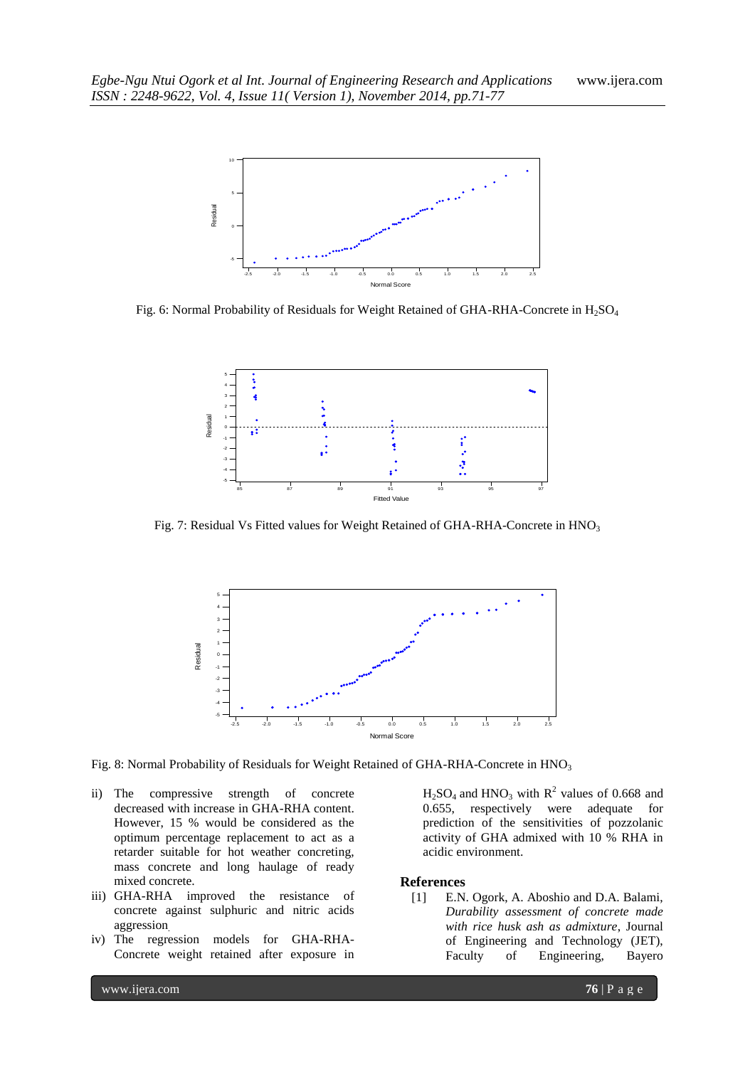Fig. 6: Normal Probability of Residuals for Weight Retained of GHA-RHA-Concrete in $H_2SO_4$

Fig. 7: Residual Vs Fitted values for Weight Retained of GHA-RHA-Concrete in $HNO_3$

Fig. 8: Normal Probability of Residuals for Weight Retained of GHA-RHA-Concrete in $HNO_3$

ii) The compressive strength of concrete decreased with increase in GHA-RHA content. However, 15 % would be considered as the optimum percentage replacement to act as a retarder suitable for hot weather concreting, mass concrete and long haulage of ready mixed concrete.

iii) GHA-RHA improved the resistance of concrete against sulphuric and nitric acids aggression.

iv) The regression models for GHA-RHA-Concrete weight retained after exposure in $H_2SO_4$ and $HNO_3$ with $R^2$ values of 0.668 and 0.655, respectively were adequate for prediction of the sensitivities of pozzolanic activity of GHA admixed with 10 % RHA in acidic environment.

## References

[1] E.N. Ogork, A. Aboshio and D.A. Balami, *Durability assessment of concrete made with rice husk ash as admixture*, Journal of Engineering and Technology (JET), Faculty of Engineering, Bayero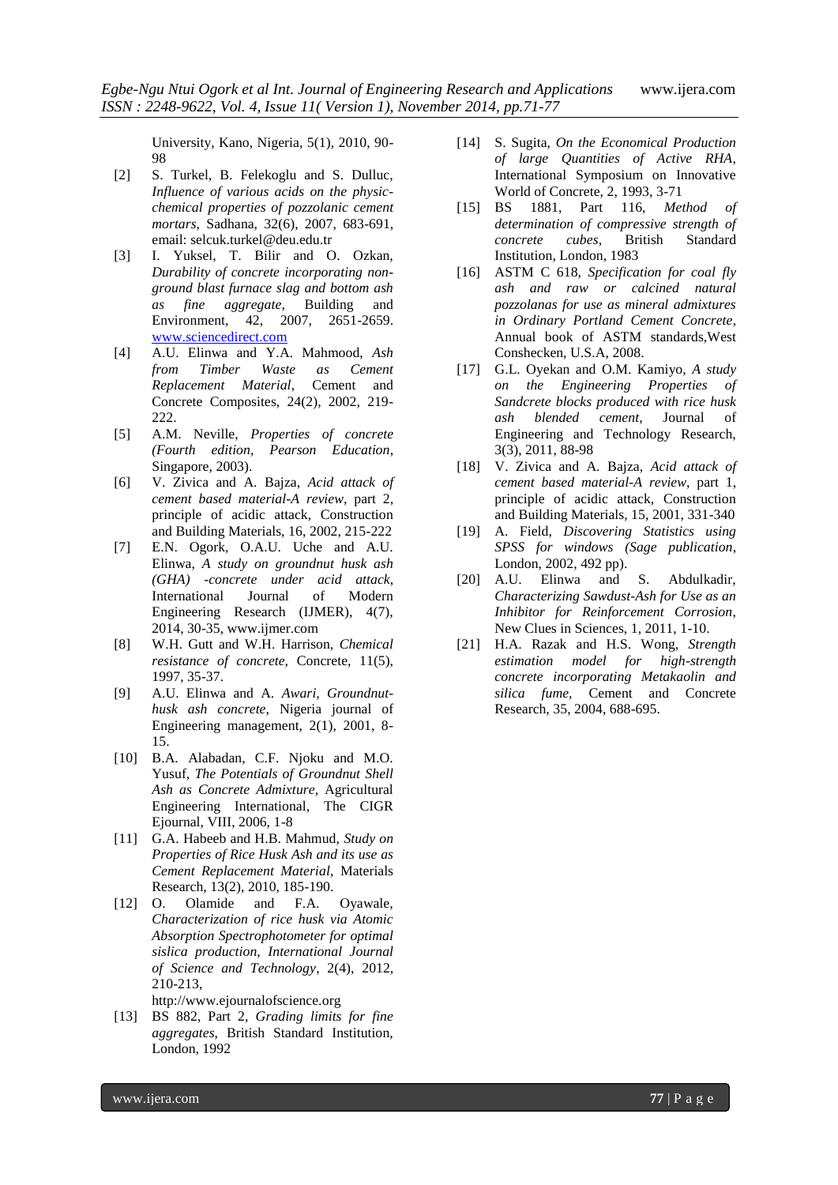University, Kano, Nigeria, 5(1), 2010, 90-98

[2] S. Turkel, B. Felekoglu and S. Dulluc, *Influence of various acids on the physic-chemical properties of pozzolanic cement mortars*, Sadhana, 32(6), 2007, 683-691, email: selcuk.turkel@deu.edu.tr

[3] I. Yuksel, T. Bilir and O. Ozkan, *Durability of concrete incorporating non-ground blast furnace slag and bottom ash as fine aggregate*, Building and Environment, 42, 2007, 2651-2659. www.sciencedirect.com

[4] A.U. Elinwa and Y.A. Mahmood, *Ash from Timber Waste as Cement Replacement Material*, Cement and Concrete Composites, 24(2), 2002, 219-222.

[5] A.M. Neville, *Properties of concrete (Fourth edition, Pearson Education*, Singapore, 2003).

[6] V. Zivica and A. Bajza, *Acid attack of cement based material-A review*, part 2, principle of acidic attack, Construction and Building Materials, 16, 2002, 215-222

[7] E.N. Ogork, O.A.U. Uche and A.U. Elinwa, *A study on groundnut husk ash (GHA) -concrete under acid attack*, International Journal of Modern Engineering Research (IJMER), 4(7), 2014, 30-35, www.ijmer.com

[8] W.H. Gutt and W.H. Harrison, *Chemical resistance of concrete*, Concrete, 11(5), 1997, 35-37.

[9] A.U. Elinwa and A. *Awari*, *Groundnut-husk ash concrete*, Nigeria journal of Engineering management, 2(1), 2001, 8-15.

[10] B.A. Alabadan, C.F. Njoku and M.O. Yusuf, *The Potentials of Groundnut Shell Ash as Concrete Admixture*, Agricultural Engineering International, The CIGR Ejournal, VIII, 2006, 1-8

[11] G.A. Habeeb and H.B. Mahmud, *Study on Properties of Rice Husk Ash and its use as Cement Replacement Material*, Materials Research, 13(2), 2010, 185-190.

[12] O. Olamide and F.A. Oyawale, *Characterization of rice husk via Atomic Absorption Spectrophotometer for optimal sislica production, International Journal of Science and Technology*, 2(4), 2012, 210-213, http://www.ejournalofscience.org

[13] BS 882, Part 2, *Grading limits for fine aggregates*, British Standard Institution, London, 1992

[14] S. Sugita, *On the Economical Production of large Quantities of Active RHA*, International Symposium on Innovative World of Concrete, 2, 1993, 3-71

[15] BS 1881, Part 116, *Method of determination of compressive strength of concrete cubes*, British Standard Institution, London, 1983

[16] ASTM C 618, *Specification for coal fly ash and raw or calcined natural pozzolanas for use as mineral admixtures in Ordinary Portland Cement Concrete*, Annual book of ASTM standards,West Conshecken, U.S.A, 2008.

[17] G.L. Oyekan and O.M. Kamiyo, *A study on the Engineering Properties of Sandcrete blocks produced with rice husk ash blended cement*, Journal of Engineering and Technology Research, 3(3), 2011, 88-98

[18] V. Zivica and A. Bajza, *Acid attack of cement based material-A review*, part 1, principle of acidic attack, Construction and Building Materials, 15, 2001, 331-340

[19] A. Field, *Discovering Statistics using SPSS for windows (Sage publication*, London, 2002, 492 pp).

[20] A.U. Elinwa and S. Abdulkadir, *Characterizing Sawdust-Ash for Use as an Inhibitor for Reinforcement Corrosion*, New Clues in Sciences, 1, 2011, 1-10.

[21] H.A. Razak and H.S. Wong, *Strength estimation model for high-strength concrete incorporating Metakaolin and silica fume*, Cement and Concrete Research, 35, 2004, 688-695.